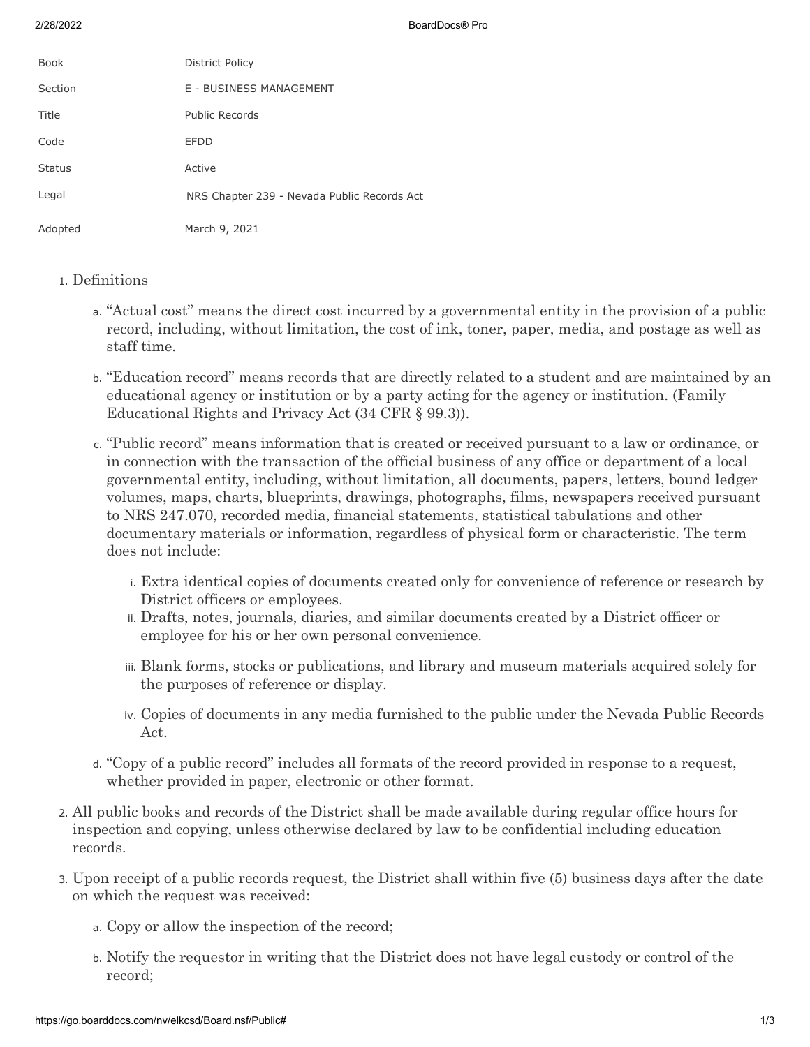| Book | District Policy |
| --- | --- |
| Section | E - BUSINESS MANAGEMENT |
| Title | Public Records |
| Code | EFDD |
| Status | Active |
| Legal | NRS Chapter 239 - Nevada Public Records Act |
| Adopted | March 9, 2021 |

1. Definitions
   a. "Actual cost" means the direct cost incurred by a governmental entity in the provision of a public record, including, without limitation, the cost of ink, toner, paper, media, and postage as well as staff time.
   b. "Education record" means records that are directly related to a student and are maintained by an educational agency or institution or by a party acting for the agency or institution. (Family Educational Rights and Privacy Act (34 CFR § 99.3)).
   c. "Public record" means information that is created or received pursuant to a law or ordinance, or in connection with the transaction of the official business of any office or department of a local governmental entity, including, without limitation, all documents, papers, letters, bound ledger volumes, maps, charts, blueprints, drawings, photographs, films, newspapers received pursuant to NRS 247.070, recorded media, financial statements, statistical tabulations and other documentary materials or information, regardless of physical form or characteristic. The term does not include:
      i. Extra identical copies of documents created only for convenience of reference or research by District officers or employees.
      ii. Drafts, notes, journals, diaries, and similar documents created by a District officer or employee for his or her own personal convenience.
      iii. Blank forms, stocks or publications, and library and museum materials acquired solely for the purposes of reference or display.
      iv. Copies of documents in any media furnished to the public under the Nevada Public Records Act.
   d. "Copy of a public record" includes all formats of the record provided in response to a request, whether provided in paper, electronic or other format.
2. All public books and records of the District shall be made available during regular office hours for inspection and copying, unless otherwise declared by law to be confidential including education records.
3. Upon receipt of a public records request, the District shall within five (5) business days after the date on which the request was received:
   a. Copy or allow the inspection of the record;
   b. Notify the requestor in writing that the District does not have legal custody or control of the record;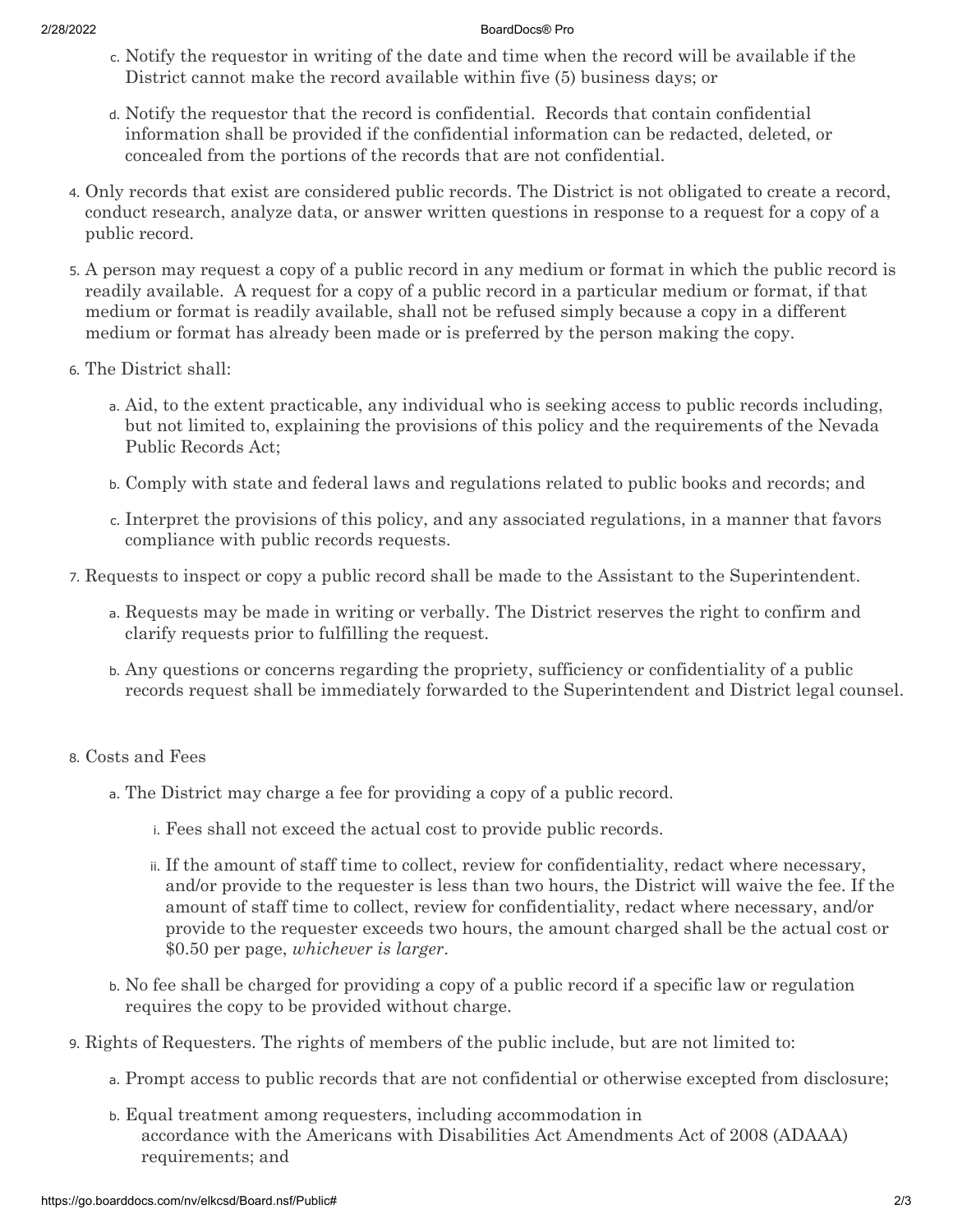c. Notify the requestor in writing of the date and time when the record will be available if the District cannot make the record available within five (5) business days; or

d. Notify the requestor that the record is confidential. Records that contain confidential information shall be provided if the confidential information can be redacted, deleted, or concealed from the portions of the records that are not confidential.

4. Only records that exist are considered public records. The District is not obligated to create a record, conduct research, analyze data, or answer written questions in response to a request for a copy of a public record.

5. A person may request a copy of a public record in any medium or format in which the public record is readily available. A request for a copy of a public record in a particular medium or format, if that medium or format is readily available, shall not be refused simply because a copy in a different medium or format has already been made or is preferred by the person making the copy.

6. The District shall:

   a. Aid, to the extent practicable, any individual who is seeking access to public records including, but not limited to, explaining the provisions of this policy and the requirements of the Nevada Public Records Act;

   b. Comply with state and federal laws and regulations related to public books and records; and

   c. Interpret the provisions of this policy, and any associated regulations, in a manner that favors compliance with public records requests.

7. Requests to inspect or copy a public record shall be made to the Assistant to the Superintendent.

   a. Requests may be made in writing or verbally. The District reserves the right to confirm and clarify requests prior to fulfilling the request.

   b. Any questions or concerns regarding the propriety, sufficiency or confidentiality of a public records request shall be immediately forwarded to the Superintendent and District legal counsel.

8. Costs and Fees

   a. The District may charge a fee for providing a copy of a public record.

      i. Fees shall not exceed the actual cost to provide public records.

      ii. If the amount of staff time to collect, review for confidentiality, redact where necessary, and/or provide to the requester is less than two hours, the District will waive the fee. If the amount of staff time to collect, review for confidentiality, redact where necessary, and/or provide to the requester exceeds two hours, the amount charged shall be the actual cost or $0.50 per page, *whichever is larger*.

   b. No fee shall be charged for providing a copy of a public record if a specific law or regulation requires the copy to be provided without charge.

9. Rights of Requesters. The rights of members of the public include, but are not limited to:

   a. Prompt access to public records that are not confidential or otherwise excepted from disclosure;

   b. Equal treatment among requesters, including accommodation in accordance with the Americans with Disabilities Act Amendments Act of 2008 (ADAAA) requirements; and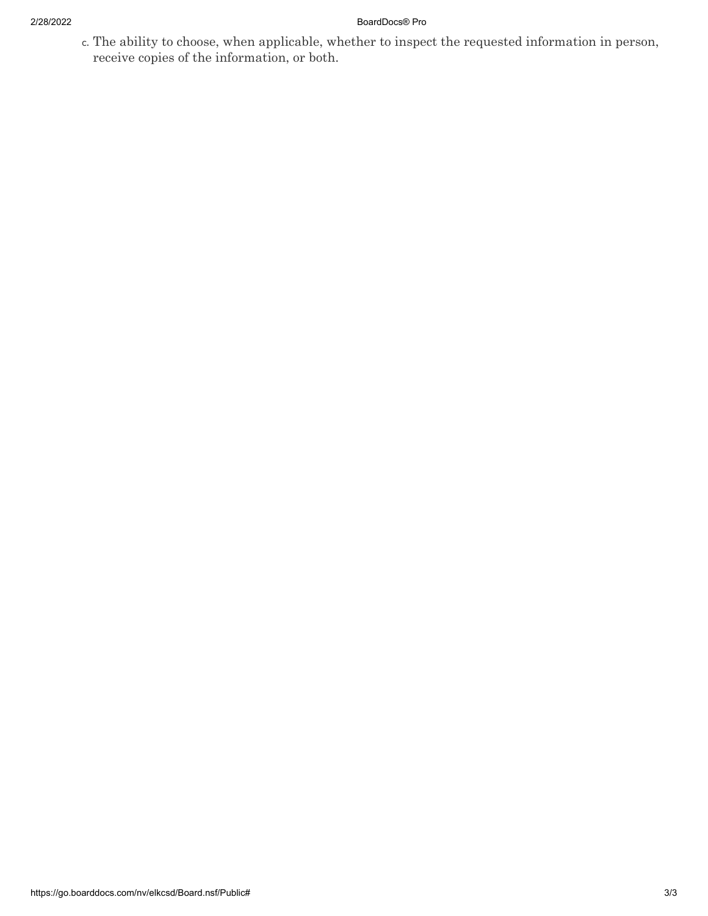c. The ability to choose, when applicable, whether to inspect the requested information in person, receive copies of the information, or both.